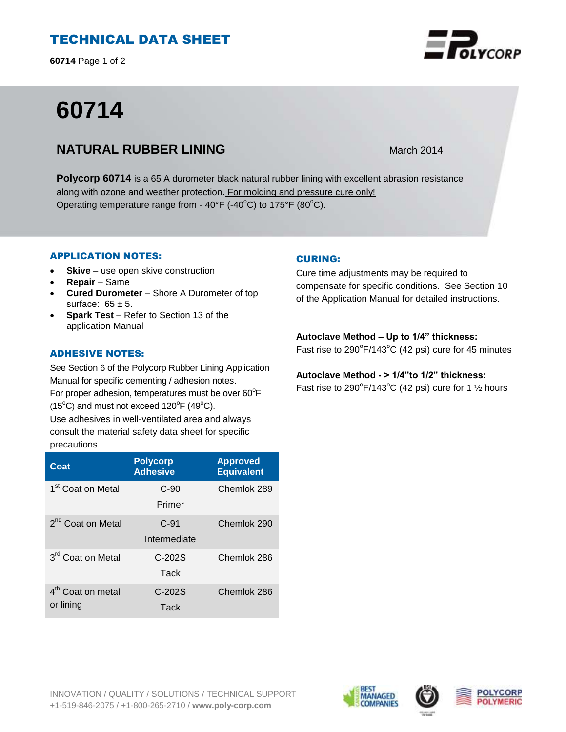# TECHNICAL DATA SHEET

**60714** Page 1 of 2

# 60714

## NATURAL RUBBER LINING

March 2014

**Polycorp 60714** is a 65 A durometer black natural rubber lining with excellent abrasion resistance along with ozone and weather protection. For molding and pressure cure only!
Operating temperature range from - 40°F (-40°C) to 175°F (80°C).

### APPLICATION NOTES:

- **Skive** – use open skive construction
- **Repair** – Same
- **Cured Durometer** – Shore A Durometer of top surface: 65 ± 5.
- **Spark Test** – Refer to Section 13 of the application Manual

### ADHESIVE NOTES:

See Section 6 of the Polycorp Rubber Lining Application Manual for specific cementing / adhesion notes.
For proper adhesion, temperatures must be over 60°F (15°C) and must not exceed 120°F (49°C).
Use adhesives in well-ventilated area and always consult the material safety data sheet for specific precautions.

| Coat | Polycorp Adhesive | Approved Equivalent |
|---|---|---|
| 1st Coat on Metal | C-90 Primer | Chemlok 289 |
| 2nd Coat on Metal | C-91 Intermediate | Chemlok 290 |
| 3rd Coat on Metal | C-202S Tack | Chemlok 286 |
| 4th Coat on metal or lining | C-202S Tack | Chemlok 286 |

### CURING:

Cure time adjustments may be required to compensate for specific conditions. See Section 10 of the Application Manual for detailed instructions.

**Autoclave Method – Up to 1/4" thickness:**
Fast rise to 290°F/143°C (42 psi) cure for 45 minutes

**Autoclave Method - > 1/4"to 1/2" thickness:**
Fast rise to 290°F/143°C (42 psi) cure for 1 ½ hours

INNOVATION / QUALITY / SOLUTIONS / TECHNICAL SUPPORT
+1-519-846-2075 / +1-800-265-2710 / **www.poly-corp.com**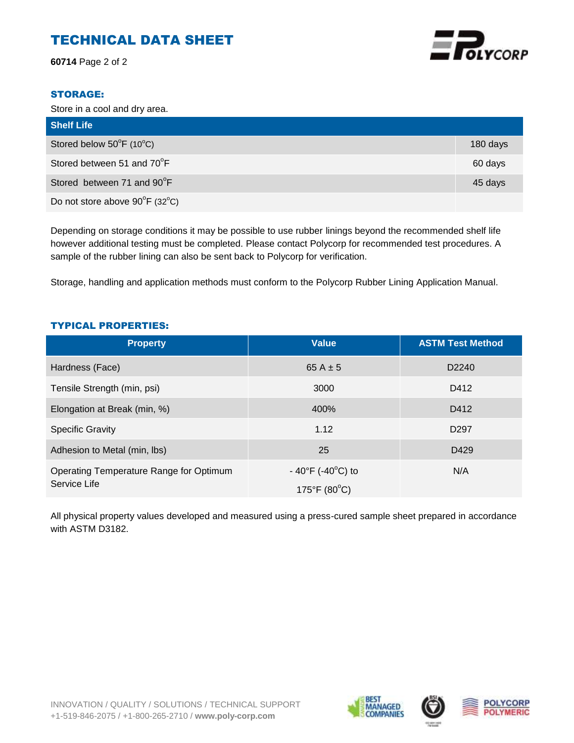### STORAGE:

Store in a cool and dry area.

| Shelf Life | |
|---|---|
| Stored below 50°F (10°C) | 180 days |
| Stored between 51 and 70°F | 60 days |
| Stored between 71 and 90°F | 45 days |
| Do not store above 90°F (32°C) | |

Depending on storage conditions it may be possible to use rubber linings beyond the recommended shelf life however additional testing must be completed. Please contact Polycorp for recommended test procedures. A sample of the rubber lining can also be sent back to Polycorp for verification.

Storage, handling and application methods must conform to the Polycorp Rubber Lining Application Manual.

### TYPICAL PROPERTIES:

| Property | Value | ASTM Test Method |
|---|---|---|
| Hardness (Face) | 65 A ± 5 | D2240 |
| Tensile Strength (min, psi) | 3000 | D412 |
| Elongation at Break (min, %) | 400% | D412 |
| Specific Gravity | 1.12 | D297 |
| Adhesion to Metal (min, lbs) | 25 | D429 |
| Operating Temperature Range for Optimum Service Life | - 40°F (-40°C) to 175°F (80°C) | N/A |

All physical property values developed and measured using a press-cured sample sheet prepared in accordance with ASTM D3182.

INNOVATION / QUALITY / SOLUTIONS / TECHNICAL SUPPORT
+1-519-846-2075 / +1-800-265-2710 / **www.poly-corp.com**